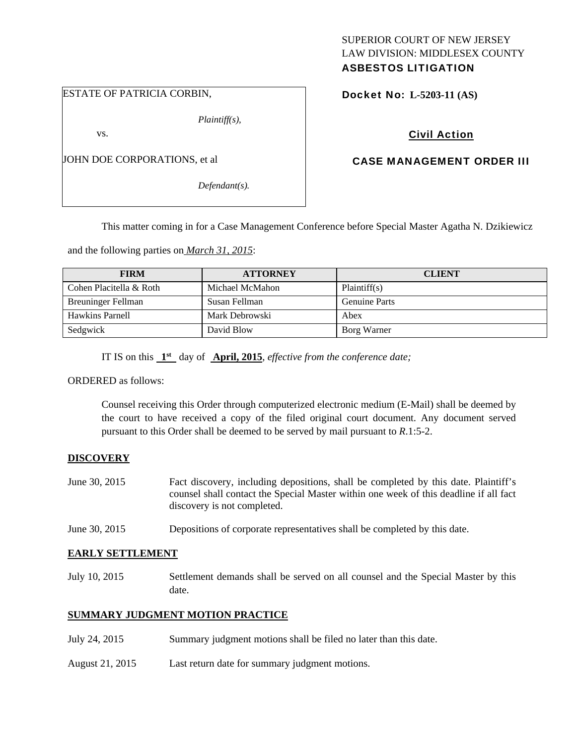SUPERIOR COURT OF NEW JERSEY
LAW DIVISION: MIDDLESEX COUNTY
**ASBESTOS LITIGATION**

ESTATE OF PATRICIA CORBIN,

*Plaintiff(s),*

vs.

JOHN DOE CORPORATIONS, et al

*Defendant(s).*

**Docket No: L-5203-11 (AS)**

**Civil Action**

**CASE MANAGEMENT ORDER III**

This matter coming in for a Case Management Conference before Special Master Agatha N. Dzikiewicz and the following parties on *March 31, 2015*:

| FIRM | ATTORNEY | CLIENT |
|---|---|---|
| Cohen Placitella & Roth | Michael McMahon | Plaintiff(s) |
| Breuninger Fellman | Susan Fellman | Genuine Parts |
| Hawkins Parnell | Mark Debrowski | Abex |
| Sedgwick | David Blow | Borg Warner |

IT IS on this **1st** day of **April, 2015**, *effective from the conference date;*

ORDERED as follows:

Counsel receiving this Order through computerized electronic medium (E-Mail) shall be deemed by the court to have received a copy of the filed original court document. Any document served pursuant to this Order shall be deemed to be served by mail pursuant to *R*.1:5-2.

**DISCOVERY**

June 30, 2015 Fact discovery, including depositions, shall be completed by this date. Plaintiff's counsel shall contact the Special Master within one week of this deadline if all fact discovery is not completed.

June 30, 2015 Depositions of corporate representatives shall be completed by this date.

**EARLY SETTLEMENT**

July 10, 2015 Settlement demands shall be served on all counsel and the Special Master by this date.

**SUMMARY JUDGMENT MOTION PRACTICE**

July 24, 2015 Summary judgment motions shall be filed no later than this date.

August 21, 2015 Last return date for summary judgment motions.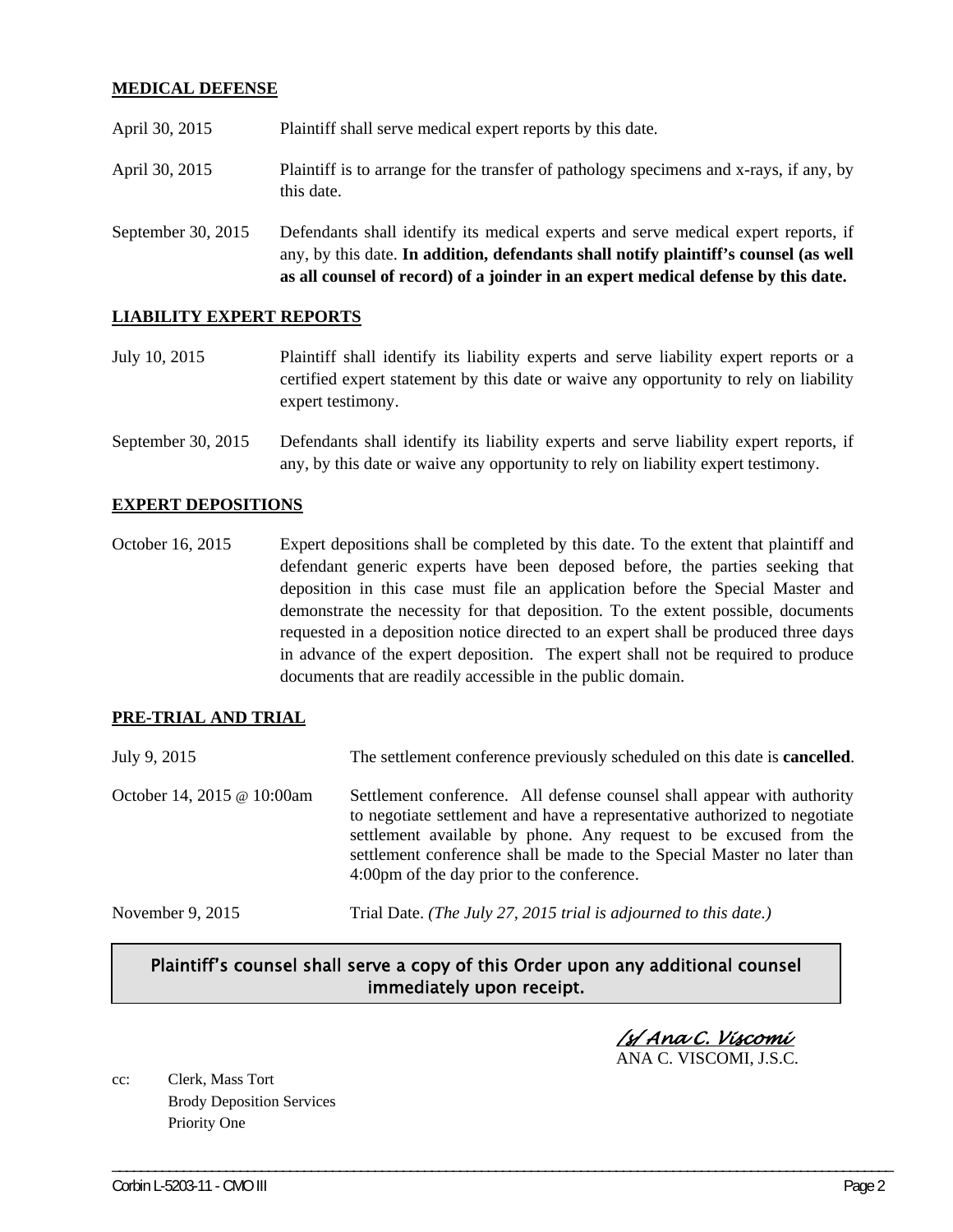**MEDICAL DEFENSE**

| | |
|---|---|
| April 30, 2015 | Plaintiff shall serve medical expert reports by this date. |
| April 30, 2015 | Plaintiff is to arrange for the transfer of pathology specimens and x-rays, if any, by this date. |
| September 30, 2015 | Defendants shall identify its medical experts and serve medical expert reports, if any, by this date. **In addition, defendants shall notify plaintiff's counsel (as well as all counsel of record) of a joinder in an expert medical defense by this date.** |

**LIABILITY EXPERT REPORTS**

| | |
|---|---|
| July 10, 2015 | Plaintiff shall identify its liability experts and serve liability expert reports or a certified expert statement by this date or waive any opportunity to rely on liability expert testimony. |
| September 30, 2015 | Defendants shall identify its liability experts and serve liability expert reports, if any, by this date or waive any opportunity to rely on liability expert testimony. |

**EXPERT DEPOSITIONS**

| | |
|---|---|
| October 16, 2015 | Expert depositions shall be completed by this date. To the extent that plaintiff and defendant generic experts have been deposed before, the parties seeking that deposition in this case must file an application before the Special Master and demonstrate the necessity for that deposition. To the extent possible, documents requested in a deposition notice directed to an expert shall be produced three days in advance of the expert deposition. The expert shall not be required to produce documents that are readily accessible in the public domain. |

**PRE-TRIAL AND TRIAL**

| | |
|---|---|
| July 9, 2015 | The settlement conference previously scheduled on this date is **cancelled**. |
| October 14, 2015 @ 10:00am | Settlement conference. All defense counsel shall appear with authority to negotiate settlement and have a representative authorized to negotiate settlement available by phone. Any request to be excused from the settlement conference shall be made to the Special Master no later than 4:00pm of the day prior to the conference. |
| November 9, 2015 | Trial Date. *(The July 27, 2015 trial is adjourned to this date.)* |

**Plaintiff's counsel shall serve a copy of this Order upon any additional counsel immediately upon receipt.**

*/s/ Ana C. Viscomi*
ANA C. VISCOMI, J.S.C.

cc: Clerk, Mass Tort
Brody Deposition Services
Priority One